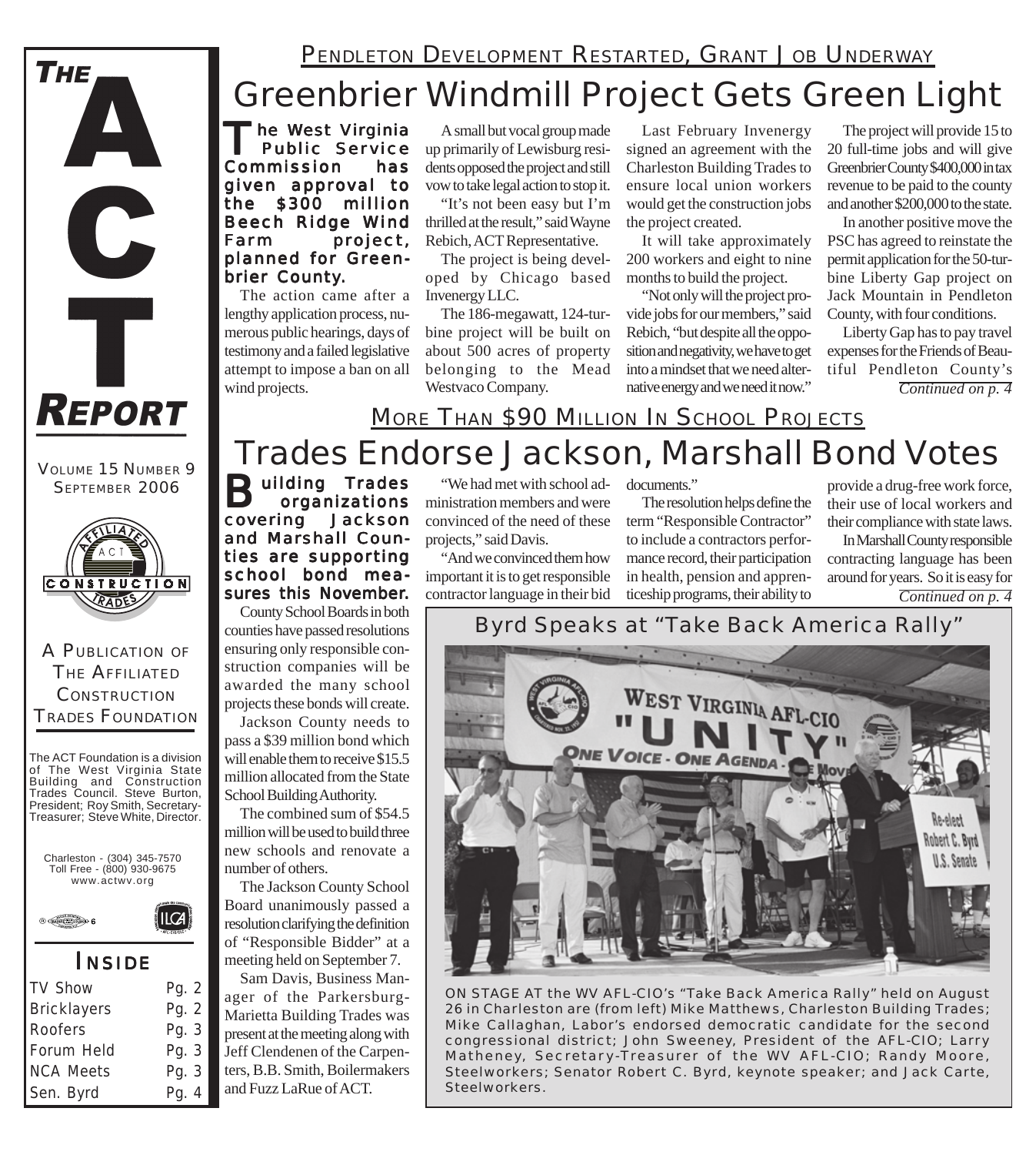# THE ACT REPORT

VOLUME 15 NUMBER 9
SEPTEMBER 2006

A PUBLICATION OF THE AFFILIATED CONSTRUCTION TRADES FOUNDATION

The ACT Foundation is a division of The West Virginia State Building and Construction Trades Council. Steve Burton, President; Roy Smith, Secretary-Treasurer; Steve White, Director.

Charleston - (304) 345-7570
Toll Free - (800) 930-9675
www.actwv.org

## INSIDE

| | |
|---|---|
| TV Show | Pg. 2 |
| Bricklayers | Pg. 2 |
| Roofers | Pg. 3 |
| Forum Held | Pg. 3 |
| NCA Meets | Pg. 3 |
| Sen. Byrd | Pg. 4 |

### PENDLETON DEVELOPMENT RESTARTED, GRANT JOB UNDERWAY

# Greenbrier Windmill Project Gets Green Light

**The West Virginia Public Service Commission has given approval to the $300 million Beech Ridge Wind Farm project, planned for Greenbrier County.**

The action came after a lengthy application process, numerous public hearings, days of testimony and a failed legislative attempt to impose a ban on all wind projects.

A small but vocal group made up primarily of Lewisburg residents opposed the project and still vow to take legal action to stop it.

"It's not been easy but I'm thrilled at the result," said Wayne Rebich, ACT Representative.

The project is being developed by Chicago based Invenergy LLC.

The 186-megawatt, 124-turbine project will be built on about 500 acres of property belonging to the Mead Westvaco Company.

Last February Invenergy signed an agreement with the Charleston Building Trades to ensure local union workers would get the construction jobs the project created.

It will take approximately 200 workers and eight to nine months to build the project.

"Not only will the project provide jobs for our members," said Rebich, "but despite all the opposition and negativity, we have to get into a mindset that we need alternative energy and we need it now."

The project will provide 15 to 20 full-time jobs and will give Greenbrier County $400,000 in tax revenue to be paid to the county and another $200,000 to the state.

In another positive move the PSC has agreed to reinstate the permit application for the 50-turbine Liberty Gap project on Jack Mountain in Pendleton County, with four conditions.

Liberty Gap has to pay travel expenses for the Friends of Beautiful Pendleton County's

*Continued on p. 4*

### MORE THAN $90 MILLION IN SCHOOL PROJECTS

# Trades Endorse Jackson, Marshall Bond Votes

**Building Trades organizations covering Jackson and Marshall Counties are supporting school bond measures this November.**

County School Boards in both counties have passed resolutions ensuring only responsible construction companies will be awarded the many school projects these bonds will create.

Jackson County needs to pass a $39 million bond which will enable them to receive $15.5 million allocated from the State School Building Authority.

The combined sum of $54.5 million will be used to build three new schools and renovate a number of others.

The Jackson County School Board unanimously passed a resolution clarifying the definition of "Responsible Bidder" at a meeting held on September 7.

Sam Davis, Business Manager of the Parkersburg-Marietta Building Trades was present at the meeting along with Jeff Clendenen of the Carpenters, B.B. Smith, Boilermakers and Fuzz LaRue of ACT.

"We had met with school administration members and were convinced of the need of these projects," said Davis.

"And we convinced them how important it is to get responsible contractor language in their bid documents."

The resolution helps define the term "Responsible Contractor" to include a contractors performance record, their participation in health, pension and apprenticeship programs, their ability to provide a drug-free work force, their use of local workers and their compliance with state laws.

In Marshall County responsible contracting language has been around for years. So it is easy for

*Continued on p. 4*

## Byrd Speaks at "Take Back America Rally"

ON STAGE AT the WV AFL-CIO's "Take Back America Rally" held on August 26 in Charleston are (from left) Mike Matthews, Charleston Building Trades; Mike Callaghan, Labor's endorsed democratic candidate for the second congressional district; John Sweeney, President of the AFL-CIO; Larry Matheney, Secretary-Treasurer of the WV AFL-CIO; Randy Moore, Steelworkers; Senator Robert C. Byrd, keynote speaker; and Jack Carte, Steelworkers.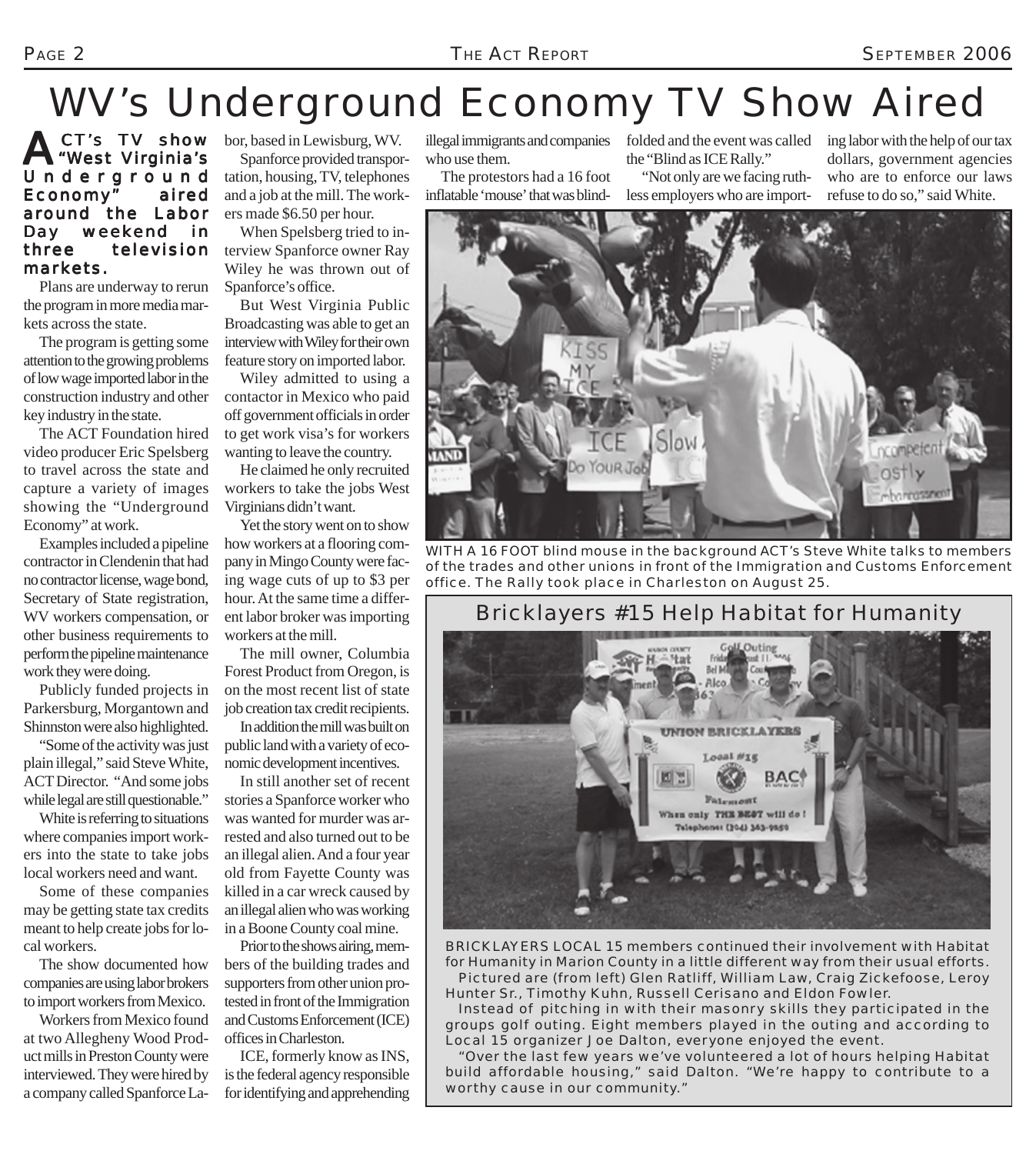# WV's Underground Economy TV Show Aired

**ACT's TV show "West Virginia's Underground Economy" aired around the Labor Day weekend in three television markets.**

Plans are underway to rerun the program in more media markets across the state.

The program is getting some attention to the growing problems of low wage imported labor in the construction industry and other key industry in the state.

The ACT Foundation hired video producer Eric Spelsberg to travel across the state and capture a variety of images showing the "Underground Economy" at work.

Examples included a pipeline contractor in Clendenin that had no contractor license, wage bond, Secretary of State registration, WV workers compensation, or other business requirements to perform the pipeline maintenance work they were doing.

Publicly funded projects in Parkersburg, Morgantown and Shinnston were also highlighted.

"Some of the activity was just plain illegal," said Steve White, ACT Director. "And some jobs while legal are still questionable."

White is referring to situations where companies import workers into the state to take jobs local workers need and want.

Some of these companies may be getting state tax credits meant to help create jobs for local workers.

The show documented how companies are using labor brokers to import workers from Mexico.

Workers from Mexico found at two Allegheny Wood Product mills in Preston County were interviewed. They were hired by a company called Spanforce Labor, based in Lewisburg, WV.

Spanforce provided transportation, housing, TV, telephones and a job at the mill. The workers made $6.50 per hour.

When Spelsberg tried to interview Spanforce owner Ray Wiley he was thrown out of Spanforce's office.

But West Virginia Public Broadcasting was able to get an interview with Wiley for their own feature story on imported labor.

Wiley admitted to using a contactor in Mexico who paid off government officials in order to get work visa's for workers wanting to leave the country.

He claimed he only recruited workers to take the jobs West Virginians didn't want.

Yet the story went on to show how workers at a flooring company in Mingo County were facing wage cuts of up to $3 per hour. At the same time a different labor broker was importing workers at the mill.

The mill owner, Columbia Forest Product from Oregon, is on the most recent list of state job creation tax credit recipients.

In addition the mill was built on public land with a variety of economic development incentives.

In still another set of recent stories a Spanforce worker who was wanted for murder was arrested and also turned out to be an illegal alien. And a four year old from Fayette County was killed in a car wreck caused by an illegal alien who was working in a Boone County coal mine.

Prior to the shows airing, members of the building trades and supporters from other union protested in front of the Immigration and Customs Enforcement (ICE) offices in Charleston.

ICE, formerly know as INS, is the federal agency responsible for identifying and apprehending illegal immigrants and companies who use them.

The protestors had a 16 foot inflatable 'mouse' that was blindfolded and the event was called the "Blind as ICE Rally."

"Not only are we facing ruthless employers who are importing labor with the help of our tax dollars, government agencies who are to enforce our laws refuse to do so," said White.

WITH A 16 FOOT blind mouse in the background ACT's Steve White talks to members of the trades and other unions in front of the Immigration and Customs Enforcement office. The Rally took place in Charleston on August 25.

## Bricklayers #15 Help Habitat for Humanity

BRICKLAYERS LOCAL 15 members continued their involvement with Habitat for Humanity in Marion County in a little different way from their usual efforts.

Pictured are (from left) Glen Ratliff, William Law, Craig Zickefoose, Leroy Hunter Sr., Timothy Kuhn, Russell Cerisano and Eldon Fowler.

Instead of pitching in with their masonry skills they participated in the groups golf outing. Eight members played in the outing and according to Local 15 organizer Joe Dalton, everyone enjoyed the event.

"Over the last few years we've volunteered a lot of hours helping Habitat build affordable housing," said Dalton. "We're happy to contribute to a worthy cause in our community."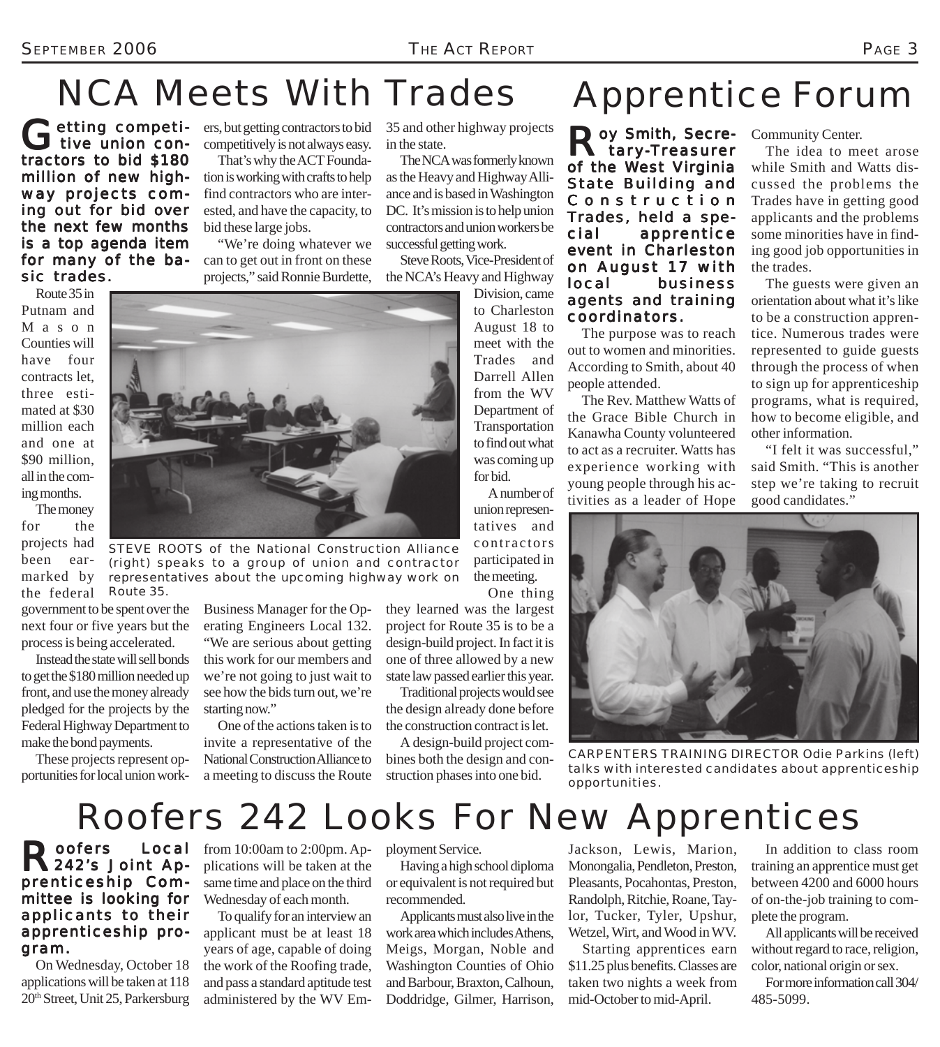# NCA Meets With Trades

**Getting competitive union contractors to bid $180 million of new highway projects coming out for bid over the next few months is a top agenda item for many of the basic trades.**

Route 35 in Putnam and Mason Counties will have four contracts let, three estimated at $30 million each and one at $90 million, all in the coming months.

The money for the projects had been earmarked by the federal government to be spent over the next four or five years but the process is being accelerated.

Instead the state will sell bonds to get the $180 million needed up front, and use the money already pledged for the projects by the Federal Highway Department to make the bond payments.

These projects represent opportunities for local union workers, but getting contractors to bid competitively is not always easy.

That's why the ACT Foundation is working with crafts to help find contractors who are interested, and have the capacity, to bid these large jobs.

"We're doing whatever we can to get out in front on these projects," said Ronnie Burdette, Business Manager for the Operating Engineers Local 132. "We are serious about getting this work for our members and we're not going to just wait to see how the bids turn out, we're starting now."

One of the actions taken is to invite a representative of the National Construction Alliance to a meeting to discuss the Route 35 and other highway projects in the state.

The NCA was formerly known as the Heavy and Highway Alliance and is based in Washington DC. It's mission is to help union contractors and union workers be successful getting work.

Steve Roots, Vice-President of the NCA's Heavy and Highway Division, came to Charleston August 18 to meet with the Trades and Darrell Allen from the WV Department of Transportation to find out what was coming up for bid.

A number of union representatives and contractors participated in the meeting.

One thing they learned was the largest project for Route 35 is to be a design-build project. In fact it is one of three allowed by a new state law passed earlier this year.

Traditional projects would see the design already done before the construction contract is let.

A design-build project combines both the design and construction phases into one bid.

STEVE ROOTS of the National Construction Alliance (right) speaks to a group of union and contractor representatives about the upcoming highway work on Route 35.

# Apprentice Forum

**Roy Smith, Secretary-Treasurer of the West Virginia State Building and Construction Trades, held a special apprentice event in Charleston on August 17 with local business agents and training coordinators.**

The purpose was to reach out to women and minorities. According to Smith, about 40 people attended.

The Rev. Matthew Watts of the Grace Bible Church in Kanawha County volunteered to act as a recruiter. Watts has experience working with young people through his activities as a leader of Hope Community Center.

The idea to meet arose while Smith and Watts discussed the problems the Trades have in getting good applicants and the problems some minorities have in finding good job opportunities in the trades.

The guests were given an orientation about what it's like to be a construction apprentice. Numerous trades were represented to guide guests through the process of when to sign up for apprenticeship programs, what is required, how to become eligible, and other information.

"I felt it was successful," said Smith. "This is another step we're taking to recruit good candidates."

CARPENTERS TRAINING DIRECTOR Odie Parkins (left) talks with interested candidates about apprenticeship opportunities.

# Roofers 242 Looks For New Apprentices

**Roofers Local 242's Joint Apprenticeship Committee is looking for applicants to their apprenticeship program.**

On Wednesday, October 18 applications will be taken at 118 20th Street, Unit 25, Parkersburg from 10:00am to 2:00pm. Applications will be taken at the same time and place on the third Wednesday of each month.

To qualify for an interview an applicant must be at least 18 years of age, capable of doing the work of the Roofing trade, and pass a standard aptitude test administered by the WV Employment Service.

Having a high school diploma or equivalent is not required but recommended.

Applicants must also live in the work area which includes Athens, Meigs, Morgan, Noble and Washington Counties of Ohio and Barbour, Braxton, Calhoun, Doddridge, Gilmer, Harrison, Jackson, Lewis, Marion, Monongalia, Pendleton, Preston, Pleasants, Pocahontas, Preston, Randolph, Ritchie, Roane, Taylor, Tucker, Tyler, Upshur, Wetzel, Wirt, and Wood in WV.

Starting apprentices earn $11.25 plus benefits. Classes are taken two nights a week from mid-October to mid-April.

In addition to class room training an apprentice must get between 4200 and 6000 hours of on-the-job training to complete the program.

All applicants will be received without regard to race, religion, color, national origin or sex.

For more information call 304/485-5099.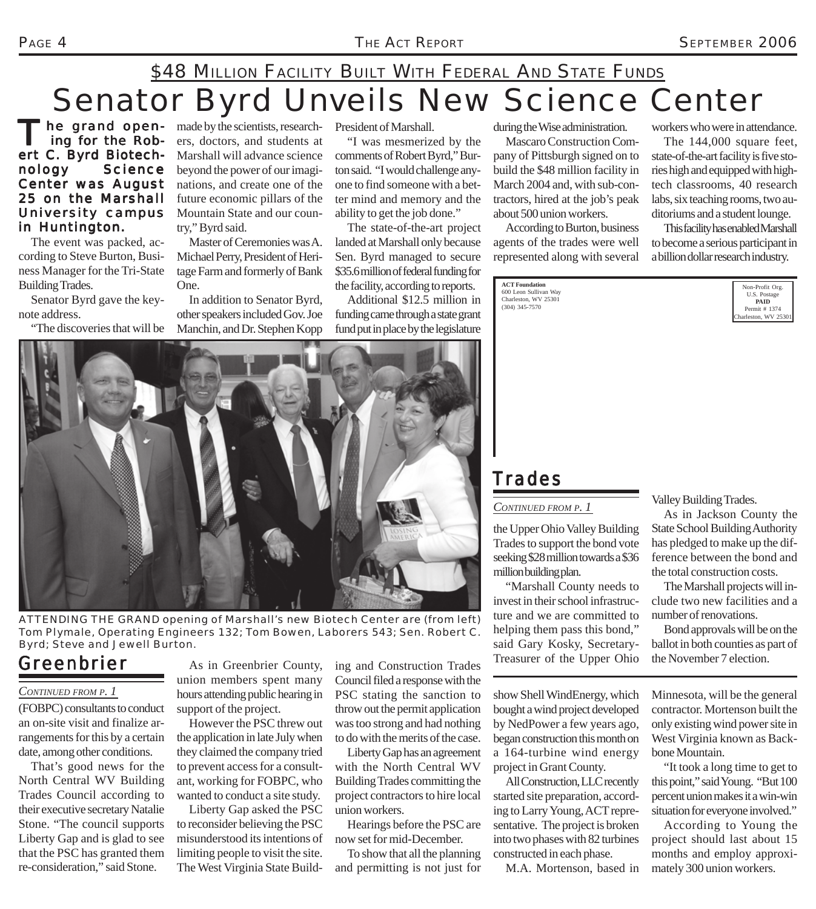## $48 Million Facility Built With Federal And State Funds

# Senator Byrd Unveils New Science Center

**The grand opening for the Robert C. Byrd Biotechnology Science Center was August 25 on the Marshall University campus in Huntington.**

The event was packed, according to Steve Burton, Business Manager for the Tri-State Building Trades.

Senator Byrd gave the keynote address.

"The discoveries that will be made by the scientists, researchers, doctors, and students at Marshall will advance science beyond the power of our imaginations, and create one of the future economic pillars of the Mountain State and our country," Byrd said.

Master of Ceremonies was A. Michael Perry, President of Heritage Farm and formerly of Bank One.

In addition to Senator Byrd, other speakers included Gov. Joe Manchin, and Dr. Stephen Kopp President of Marshall.

"I was mesmerized by the comments of Robert Byrd," Burton said. "I would challenge anyone to find someone with a better mind and memory and the ability to get the job done."

The state-of-the-art project landed at Marshall only because Sen. Byrd managed to secure $35.6 million of federal funding for the facility, according to reports.

Additional $12.5 million in funding came through a state grant fund put in place by the legislature during the Wise administration.

Mascaro Construction Company of Pittsburgh signed on to build the $48 million facility in March 2004 and, with sub-contractors, hired at the job's peak about 500 union workers.

According to Burton, business agents of the trades were well represented along with several workers who were in attendance.

The 144,000 square feet, state-of-the-art facility is five stories high and equipped with high-tech classrooms, 40 research labs, six teaching rooms, two auditoriums and a student lounge.

This facility has enabled Marshall to become a serious participant in a billion dollar research industry.

ATTENDING THE GRAND opening of Marshall's new Biotech Center are (from left) Tom Plymale, Operating Engineers 132; Tom Bowen, Laborers 543; Sen. Robert C. Byrd; Steve and Jewell Burton.

**ACT Foundation**
600 Leon Sullivan Way
Charleston, WV 25301
(304) 345-7570

Non-Profit Org.
U.S. Postage
**PAID**
Permit # 1374
Charleston, WV 25301

## Trades

*CONTINUED FROM P. 1*

the Upper Ohio Valley Building Trades to support the bond vote seeking $28 million towards a $36 million building plan.

"Marshall County needs to invest in their school infrastructure and we are committed to helping them pass this bond," said Gary Kosky, Secretary-Treasurer of the Upper Ohio Valley Building Trades.

As in Jackson County the State School Building Authority has pledged to make up the difference between the bond and the total construction costs.

The Marshall projects will include two new facilities and a number of renovations.

Bond approvals will be on the ballot in both counties as part of the November 7 election.

## Greenbrier

*CONTINUED FROM P. 1*

(FOBPC) consultants to conduct an on-site visit and finalize arrangements for this by a certain date, among other conditions.

That's good news for the North Central WV Building Trades Council according to their executive secretary Natalie Stone. "The council supports Liberty Gap and is glad to see that the PSC has granted them re-consideration," said Stone.

As in Greenbrier County, union members spent many hours attending public hearing in support of the project.

However the PSC threw out the application in late July when they claimed the company tried to prevent access for a consultant, working for FOBPC, who wanted to conduct a site study.

Liberty Gap asked the PSC to reconsider believing the PSC misunderstood its intentions of limiting people to visit the site. The West Virginia State Building and Construction Trades Council filed a response with the PSC stating the sanction to throw out the permit application was too strong and had nothing to do with the merits of the case.

Liberty Gap has an agreement with the North Central WV Building Trades committing the project contractors to hire local union workers.

Hearings before the PSC are now set for mid-December.

To show that all the planning and permitting is not just for show Shell WindEnergy, which bought a wind project developed by NedPower a few years ago, began construction this month on a 164-turbine wind energy project in Grant County.

All Construction, LLC recently started site preparation, according to Larry Young, ACT representative. The project is broken into two phases with 82 turbines constructed in each phase.

M.A. Mortenson, based in Minnesota, will be the general contractor. Mortenson built the only existing wind power site in West Virginia known as Backbone Mountain.

"It took a long time to get to this point," said Young. "But 100 percent union makes it a win-win situation for everyone involved."

According to Young the project should last about 15 months and employ approximately 300 union workers.